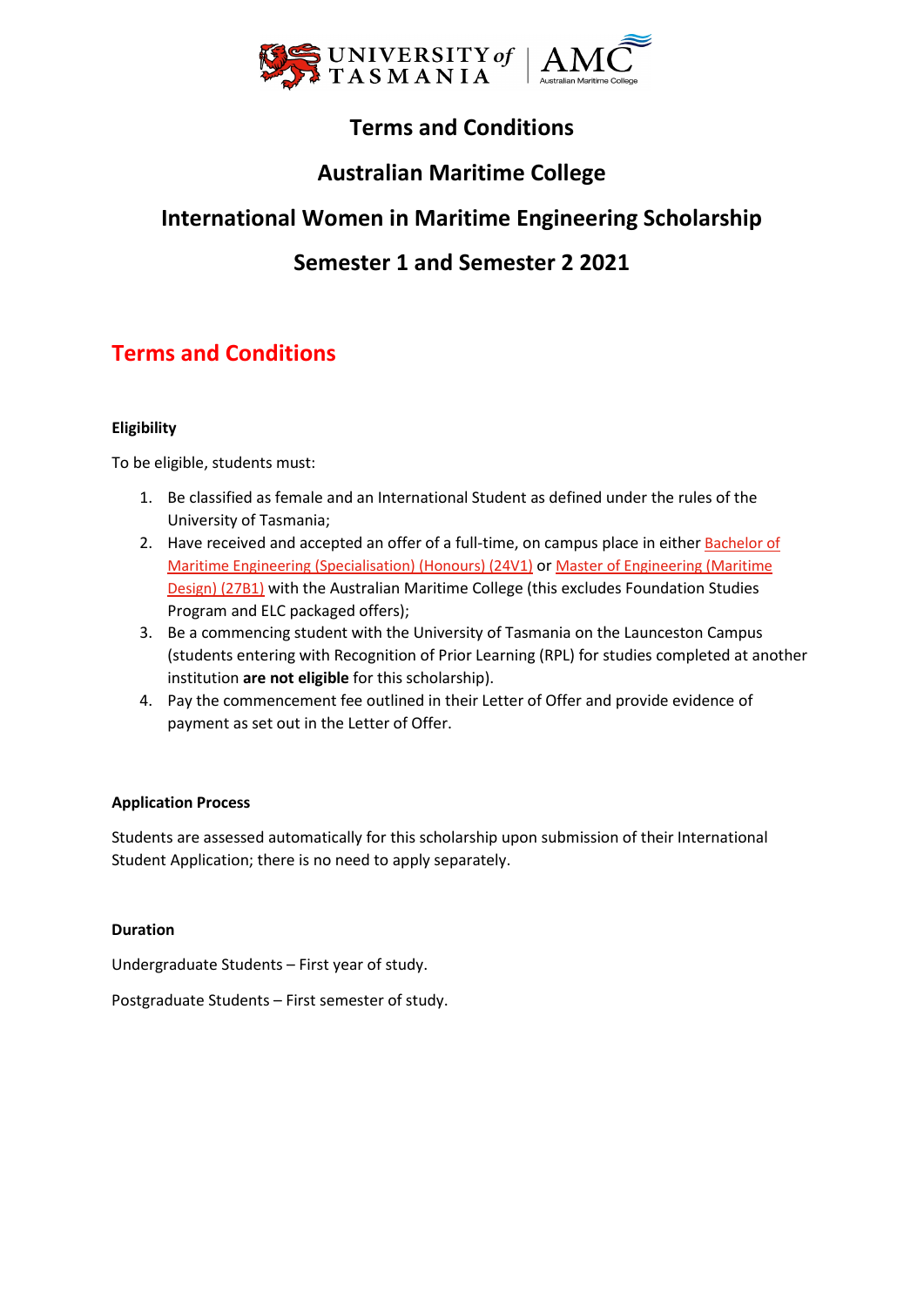# Terms and Conditions

# Australian Maritime College

# International Women in Maritime Engineering Scholarship

# Semester 1 and Semester 2 2021

## Terms and Conditions

**Eligibility**

To be eligible, students must:

1. Be classified as female and an International Student as defined under the rules of the University of Tasmania;
2. Have received and accepted an offer of a full-time, on campus place in either Bachelor of Maritime Engineering (Specialisation) (Honours) (24V1) or Master of Engineering (Maritime Design) (27B1) with the Australian Maritime College (this excludes Foundation Studies Program and ELC packaged offers);
3. Be a commencing student with the University of Tasmania on the Launceston Campus (students entering with Recognition of Prior Learning (RPL) for studies completed at another institution **are not eligible** for this scholarship).
4. Pay the commencement fee outlined in their Letter of Offer and provide evidence of payment as set out in the Letter of Offer.

**Application Process**

Students are assessed automatically for this scholarship upon submission of their International Student Application; there is no need to apply separately.

**Duration**

Undergraduate Students – First year of study.

Postgraduate Students – First semester of study.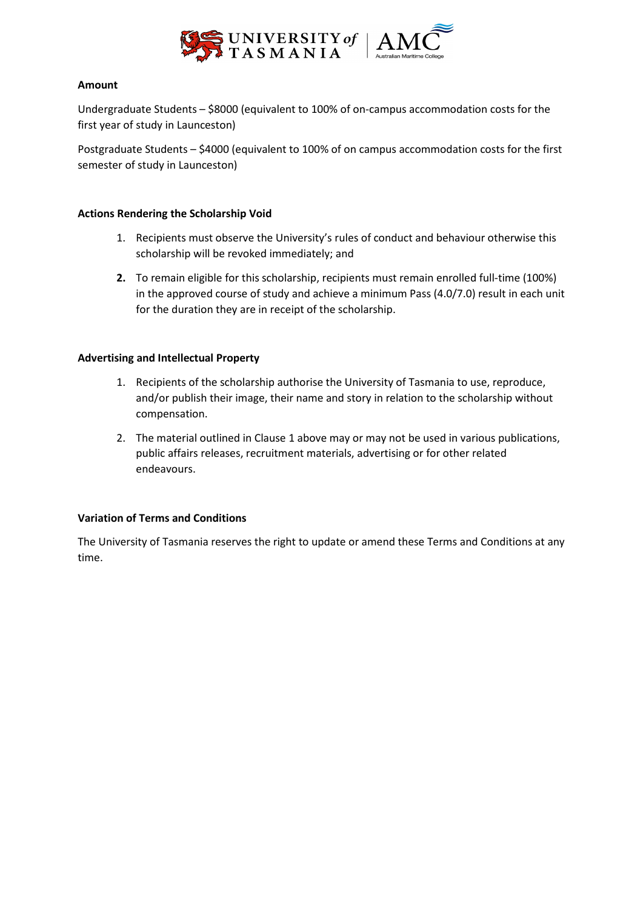**Amount**

Undergraduate Students – $8000 (equivalent to 100% of on-campus accommodation costs for the first year of study in Launceston)

Postgraduate Students – $4000 (equivalent to 100% of on campus accommodation costs for the first semester of study in Launceston)

**Actions Rendering the Scholarship Void**

1. Recipients must observe the University's rules of conduct and behaviour otherwise this scholarship will be revoked immediately; and
2. To remain eligible for this scholarship, recipients must remain enrolled full-time (100%) in the approved course of study and achieve a minimum Pass (4.0/7.0) result in each unit for the duration they are in receipt of the scholarship.

**Advertising and Intellectual Property**

1. Recipients of the scholarship authorise the University of Tasmania to use, reproduce, and/or publish their image, their name and story in relation to the scholarship without compensation.
2. The material outlined in Clause 1 above may or may not be used in various publications, public affairs releases, recruitment materials, advertising or for other related endeavours.

**Variation of Terms and Conditions**

The University of Tasmania reserves the right to update or amend these Terms and Conditions at any time.